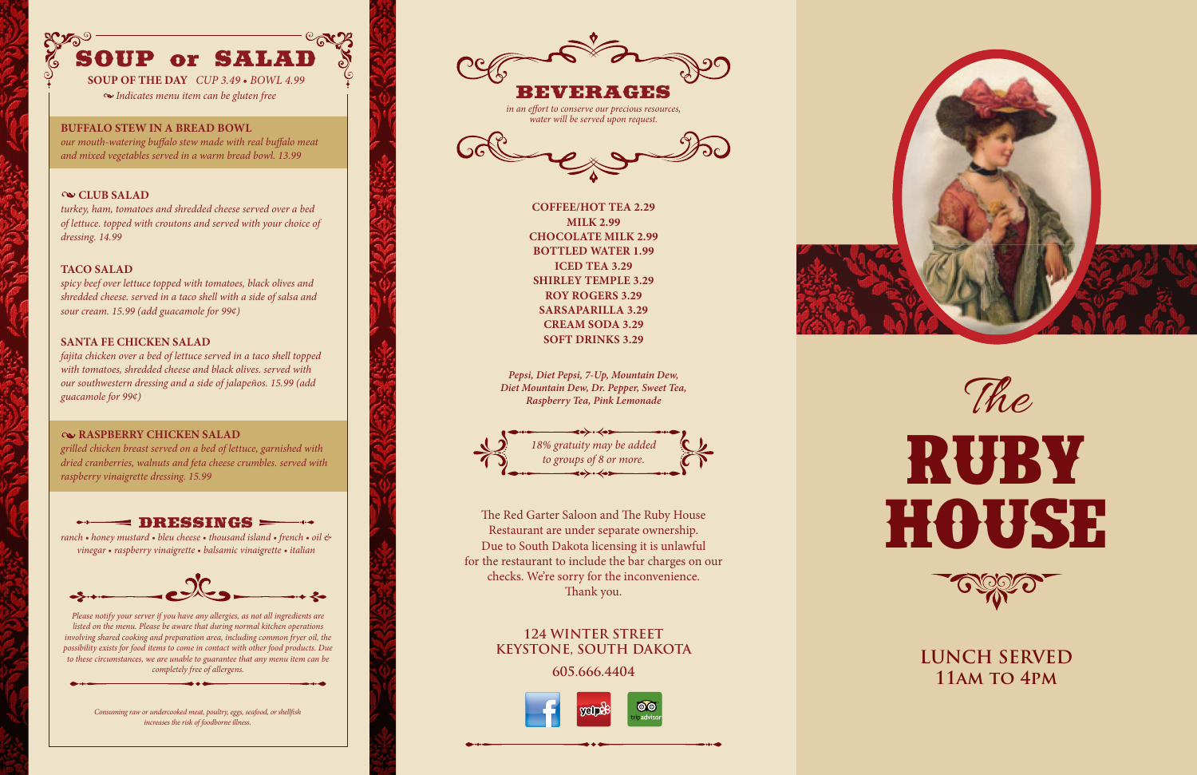# SOUP or SALAD

**SOUP OF THE DAY** *CUP 3.49 • BOWL 4.99*

*~ Indicates menu item can be gluten free*

**BUFFALO STEW IN A BREAD BOWL**
*our mouth-watering buffalo stew made with real buffalo meat and mixed vegetables served in a warm bread bowl. 13.99*

**~ CLUB SALAD**
*turkey, ham, tomatoes and shredded cheese served over a bed of lettuce. topped with croutons and served with your choice of dressing. 14.99*

**TACO SALAD**
*spicy beef over lettuce topped with tomatoes, black olives and shredded cheese. served in a taco shell with a side of salsa and sour cream. 15.99 (add guacamole for 99¢)*

**SANTA FE CHICKEN SALAD**
*fajita chicken over a bed of lettuce served in a taco shell topped with tomatoes, shredded cheese and black olives. served with our southwestern dressing and a side of jalapeños. 15.99 (add guacamole for 99¢)*

**~ RASPBERRY CHICKEN SALAD**
*grilled chicken breast served on a bed of lettuce, garnished with dried cranberries, walnuts and feta cheese crumbles. served with raspberry vinaigrette dressing. 15.99*

## DRESSINGS

*ranch • honey mustard • bleu cheese • thousand island • french • oil & vinegar • raspberry vinaigrette • balsamic vinaigrette • italian*

*Please notify your server if you have any allergies, as not all ingredients are listed on the menu. Please be aware that during normal kitchen operations involving shared cooking and preparation area, including common fryer oil, the possibility exists for food items to come in contact with other food products. Due to these circumstances, we are unable to guarantee that any menu item can be completely free of allergens.*

*Consuming raw or undercooked meat, poultry, eggs, seafood, or shellfish increases the risk of foodborne illness.*

# BEVERAGES

*in an effort to conserve our precious resources, water will be served upon request.*

**COFFEE/HOT TEA 2.29**
**MILK 2.99**
**CHOCOLATE MILK 2.99**
**BOTTLED WATER 1.99**
**ICED TEA 3.29**
**SHIRLEY TEMPLE 3.29**
**ROY ROGERS 3.29**
**SARSAPARILLA 3.29**
**CREAM SODA 3.29**
**SOFT DRINKS 3.29**

***Pepsi, Diet Pepsi, 7-Up, Mountain Dew, Diet Mountain Dew, Dr. Pepper, Sweet Tea, Raspberry Tea, Pink Lemonade***

*18% gratuity may be added to groups of 8 or more.*

The Red Garter Saloon and The Ruby House Restaurant are under separate ownership. Due to South Dakota licensing it is unlawful for the restaurant to include the bar charges on our checks. We're sorry for the inconvenience. Thank you.

**124 WINTER STREET**
**KEYSTONE, SOUTH DAKOTA**

**605.666.4404**

# *The* RUBY HOUSE

**LUNCH SERVED**
**11AM TO 4PM**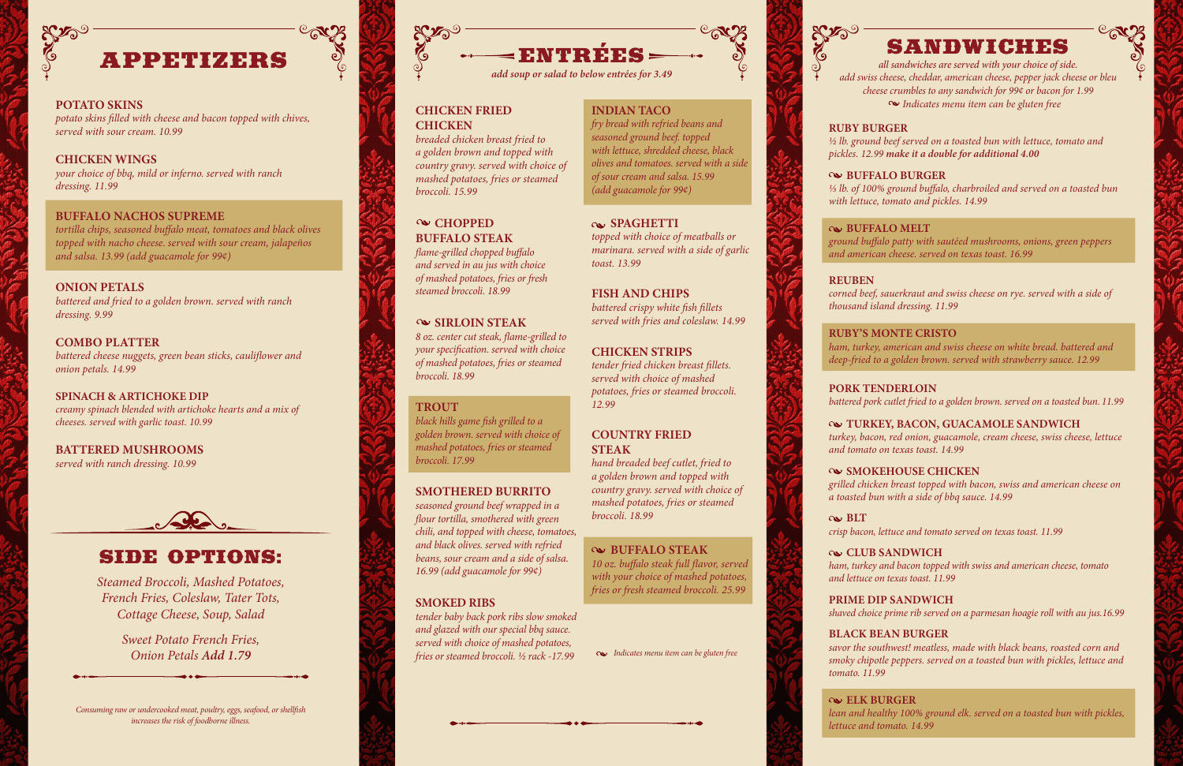# APPETIZERS

**POTATO SKINS**
*potato skins filled with cheese and bacon topped with chives, served with sour cream. 10.99*

**CHICKEN WINGS**
*your choice of bbq, mild or inferno. served with ranch dressing. 11.99*

**BUFFALO NACHOS SUPREME**
*tortilla chips, seasoned buffalo meat, tomatoes and black olives topped with nacho cheese. served with sour cream, jalapeños and salsa. 13.99 (add guacamole for 99¢)*

**ONION PETALS**
*battered and fried to a golden brown. served with ranch dressing. 9.99*

**COMBO PLATTER**
*battered cheese nuggets, green bean sticks, cauliflower and onion petals. 14.99*

**SPINACH & ARTICHOKE DIP**
*creamy spinach blended with artichoke hearts and a mix of cheeses. served with garlic toast. 10.99*

**BATTERED MUSHROOMS**
*served with ranch dressing. 10.99*

# SIDE OPTIONS:

*Steamed Broccoli, Mashed Potatoes, French Fries, Coleslaw, Tater Tots, Cottage Cheese, Soup, Salad*

*Sweet Potato French Fries, Onion Petals **Add 1.79***

*Consuming raw or undercooked meat, poultry, eggs, seafood, or shellfish increases the risk of foodborne illness.*

# ENTRÉES

*add soup or salad to below entrées for 3.49*

**CHICKEN FRIED CHICKEN**
*breaded chicken breast fried to a golden brown and topped with country gravy. served with choice of mashed potatoes, fries or steamed broccoli. 15.99*

**~ CHOPPED BUFFALO STEAK**
*flame-grilled chopped buffalo and served in au jus with choice of mashed potatoes, fries or fresh steamed broccoli. 18.99*

**~ SIRLOIN STEAK**
*8 oz. center cut steak, flame-grilled to your specification. served with choice of mashed potatoes, fries or steamed broccoli. 18.99*

**TROUT**
*black hills game fish grilled to a golden brown. served with choice of mashed potatoes, fries or steamed broccoli. 17.99*

**SMOTHERED BURRITO**
*seasoned ground beef wrapped in a flour tortilla, smothered with green chili, and topped with cheese, tomatoes, and black olives. served with refried beans, sour cream and a side of salsa. 16.99 (add guacamole for 99¢)*

**SMOKED RIBS**
*tender baby back pork ribs slow smoked and glazed with our special bbq sauce. served with choice of mashed potatoes, fries or steamed broccoli. ½ rack -17.99*

**INDIAN TACO**
*fry bread with refried beans and seasoned ground beef. topped with lettuce, shredded cheese, black olives and tomatoes. served with a side of sour cream and salsa. 15.99 (add guacamole for 99¢)*

**~ SPAGHETTI**
*topped with choice of meatballs or marinara. served with a side of garlic toast. 13.99*

**FISH AND CHIPS**
*battered crispy white fish fillets served with fries and coleslaw. 14.99*

**CHICKEN STRIPS**
*tender fried chicken breast fillets. served with choice of mashed potatoes, fries or steamed broccoli. 12.99*

**COUNTRY FRIED STEAK**
*hand breaded beef cutlet, fried to a golden brown and topped with country gravy. served with choice of mashed potatoes, fries or steamed broccoli. 18.99*

**~ BUFFALO STEAK**
*10 oz. buffalo steak full flavor, served with your choice of mashed potatoes, fries or fresh steamed broccoli. 25.99*

*~ Indicates menu item can be gluten free*

# SANDWICHES

*all sandwiches are served with your choice of side.*
*add swiss cheese, cheddar, american cheese, pepper jack cheese or bleu cheese crumbles to any sandwich for 99¢ or bacon for 1.99*
*~ Indicates menu item can be gluten free*

**RUBY BURGER**
*½ lb. ground beef served on a toasted bun with lettuce, tomato and pickles. 12.99* ***make it a double for additional 4.00***

**~ BUFFALO BURGER**
*⅓ lb. of 100% ground buffalo, charbroiled and served on a toasted bun with lettuce, tomato and pickles. 14.99*

**~ BUFFALO MELT**
*ground buffalo patty with sautéed mushrooms, onions, green peppers and american cheese. served on texas toast. 16.99*

**REUBEN**
*corned beef, sauerkraut and swiss cheese on rye. served with a side of thousand island dressing. 11.99*

**RUBY'S MONTE CRISTO**
*ham, turkey, american and swiss cheese on white bread. battered and deep-fried to a golden brown. served with strawberry sauce. 12.99*

**PORK TENDERLOIN**
*battered pork cutlet fried to a golden brown. served on a toasted bun. 11.99*

**~ TURKEY, BACON, GUACAMOLE SANDWICH**
*turkey, bacon, red onion, guacamole, cream cheese, swiss cheese, lettuce and tomato on texas toast. 14.99*

**~ SMOKEHOUSE CHICKEN**
*grilled chicken breast topped with bacon, swiss and american cheese on a toasted bun with a side of bbq sauce. 14.99*

**~ BLT**
*crisp bacon, lettuce and tomato served on texas toast. 11.99*

**~ CLUB SANDWICH**
*ham, turkey and bacon topped with swiss and american cheese, tomato and lettuce on texas toast. 11.99*

**PRIME DIP SANDWICH**
*shaved choice prime rib served on a parmesan hoagie roll with au jus.16.99*

**BLACK BEAN BURGER**
*savor the southwest! meatless, made with black beans, roasted corn and smoky chipotle peppers. served on a toasted bun with pickles, lettuce and tomato. 11.99*

**~ ELK BURGER**
*lean and healthy 100% ground elk. served on a toasted bun with pickles, lettuce and tomato. 14.99*